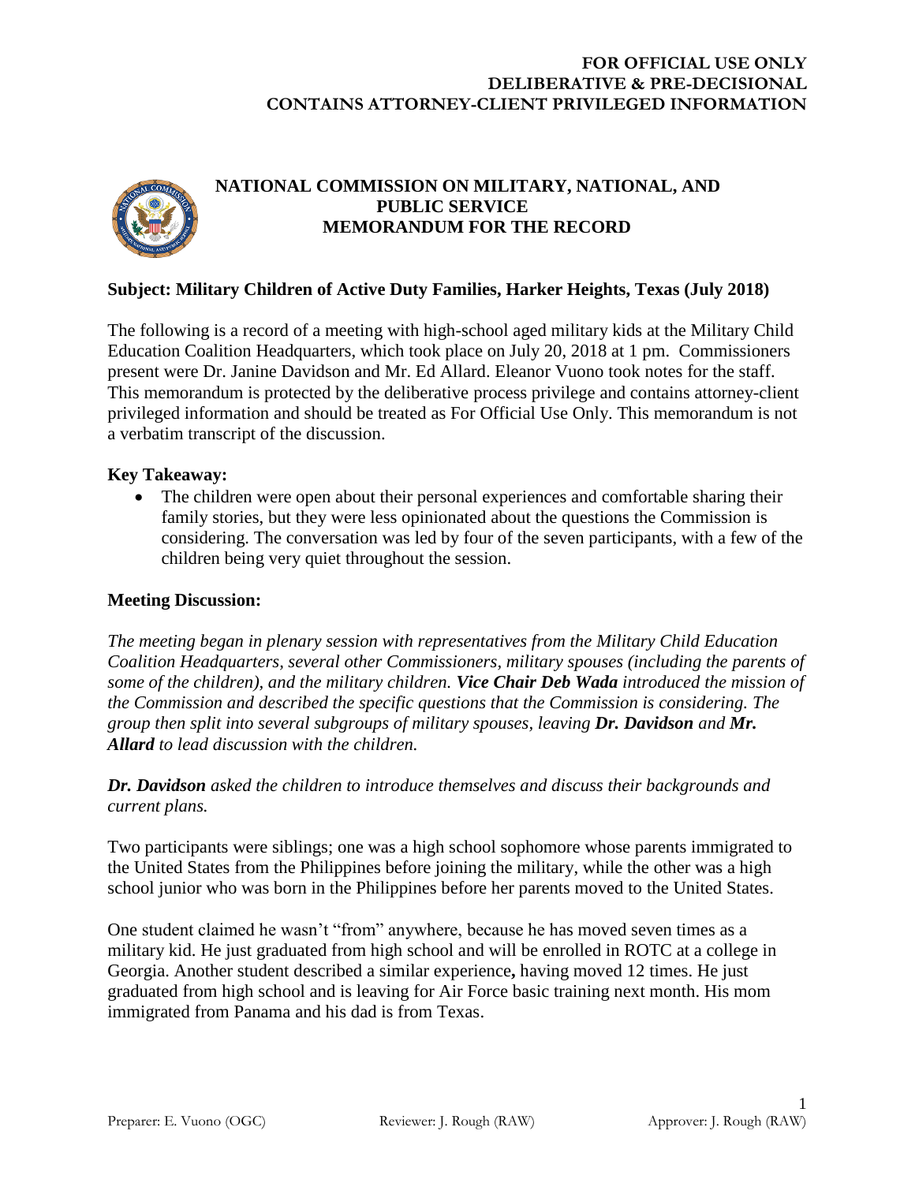**FOR OFFICIAL USE ONLY**
**DELIBERATIVE & PRE-DECISIONAL**
**CONTAINS ATTORNEY-CLIENT PRIVILEGED INFORMATION**

# NATIONAL COMMISSION ON MILITARY, NATIONAL, AND PUBLIC SERVICE
# MEMORANDUM FOR THE RECORD

**Subject: Military Children of Active Duty Families, Harker Heights, Texas (July 2018)**

The following is a record of a meeting with high-school aged military kids at the Military Child Education Coalition Headquarters, which took place on July 20, 2018 at 1 pm. Commissioners present were Dr. Janine Davidson and Mr. Ed Allard. Eleanor Vuono took notes for the staff. This memorandum is protected by the deliberative process privilege and contains attorney-client privileged information and should be treated as For Official Use Only. This memorandum is not a verbatim transcript of the discussion.

**Key Takeaway:**

- The children were open about their personal experiences and comfortable sharing their family stories, but they were less opinionated about the questions the Commission is considering. The conversation was led by four of the seven participants, with a few of the children being very quiet throughout the session.

**Meeting Discussion:**

*The meeting began in plenary session with representatives from the Military Child Education Coalition Headquarters, several other Commissioners, military spouses (including the parents of some of the children), and the military children.* ***Vice Chair Deb Wada*** *introduced the mission of the Commission and described the specific questions that the Commission is considering. The group then split into several subgroups of military spouses, leaving* ***Dr. Davidson*** *and* ***Mr. Allard*** *to lead discussion with the children.*

***Dr. Davidson*** *asked the children to introduce themselves and discuss their backgrounds and current plans.*

Two participants were siblings; one was a high school sophomore whose parents immigrated to the United States from the Philippines before joining the military, while the other was a high school junior who was born in the Philippines before her parents moved to the United States.

One student claimed he wasn't "from" anywhere, because he has moved seven times as a military kid. He just graduated from high school and will be enrolled in ROTC at a college in Georgia. Another student described a similar experience**,** having moved 12 times. He just graduated from high school and is leaving for Air Force basic training next month. His mom immigrated from Panama and his dad is from Texas.

Preparer: E. Vuono (OGC) Reviewer: J. Rough (RAW) Approver: J. Rough (RAW)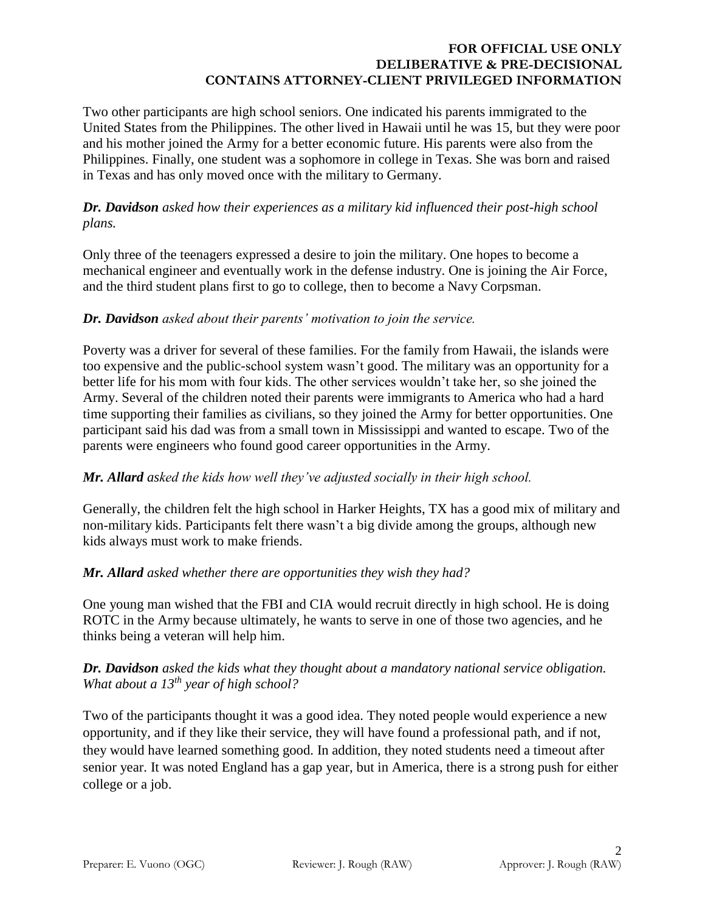Two other participants are high school seniors. One indicated his parents immigrated to the United States from the Philippines. The other lived in Hawaii until he was 15, but they were poor and his mother joined the Army for a better economic future. His parents were also from the Philippines. Finally, one student was a sophomore in college in Texas. She was born and raised in Texas and has only moved once with the military to Germany.

***Dr. Davidson*** *asked how their experiences as a military kid influenced their post-high school plans.*

Only three of the teenagers expressed a desire to join the military. One hopes to become a mechanical engineer and eventually work in the defense industry. One is joining the Air Force, and the third student plans first to go to college, then to become a Navy Corpsman.

***Dr. Davidson*** *asked about their parents' motivation to join the service.*

Poverty was a driver for several of these families. For the family from Hawaii, the islands were too expensive and the public-school system wasn't good. The military was an opportunity for a better life for his mom with four kids. The other services wouldn't take her, so she joined the Army. Several of the children noted their parents were immigrants to America who had a hard time supporting their families as civilians, so they joined the Army for better opportunities. One participant said his dad was from a small town in Mississippi and wanted to escape. Two of the parents were engineers who found good career opportunities in the Army.

***Mr. Allard*** *asked the kids how well they've adjusted socially in their high school.*

Generally, the children felt the high school in Harker Heights, TX has a good mix of military and non-military kids. Participants felt there wasn't a big divide among the groups, although new kids always must work to make friends.

***Mr. Allard*** *asked whether there are opportunities they wish they had?*

One young man wished that the FBI and CIA would recruit directly in high school. He is doing ROTC in the Army because ultimately, he wants to serve in one of those two agencies, and he thinks being a veteran will help him.

***Dr. Davidson*** *asked the kids what they thought about a mandatory national service obligation. What about a 13th year of high school?*

Two of the participants thought it was a good idea. They noted people would experience a new opportunity, and if they like their service, they will have found a professional path, and if not, they would have learned something good. In addition, they noted students need a timeout after senior year. It was noted England has a gap year, but in America, there is a strong push for either college or a job.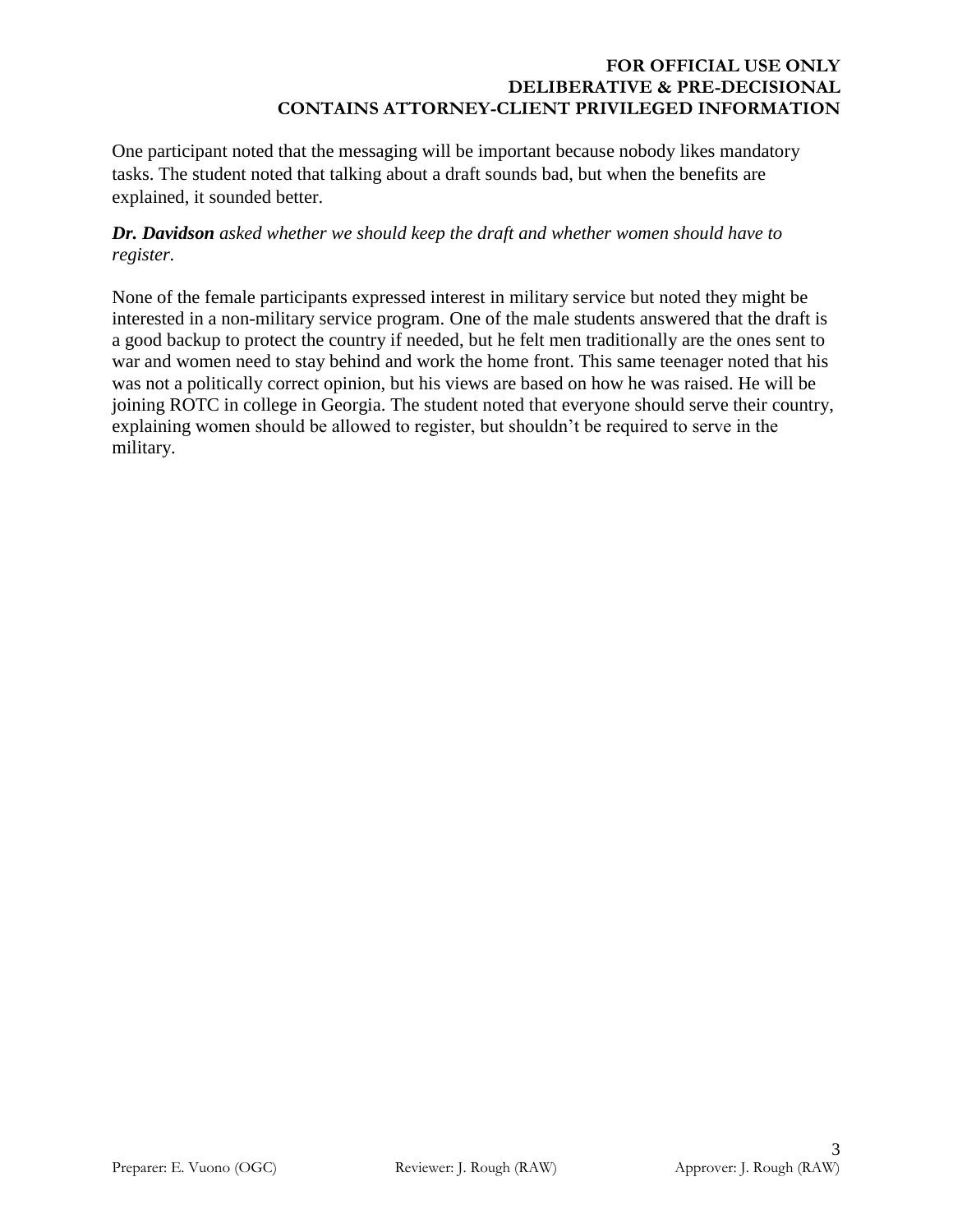One participant noted that the messaging will be important because nobody likes mandatory tasks. The student noted that talking about a draft sounds bad, but when the benefits are explained, it sounded better.

***Dr. Davidson** asked whether we should keep the draft and whether women should have to register.*

None of the female participants expressed interest in military service but noted they might be interested in a non-military service program. One of the male students answered that the draft is a good backup to protect the country if needed, but he felt men traditionally are the ones sent to war and women need to stay behind and work the home front. This same teenager noted that his was not a politically correct opinion, but his views are based on how he was raised. He will be joining ROTC in college in Georgia. The student noted that everyone should serve their country, explaining women should be allowed to register, but shouldn't be required to serve in the military.